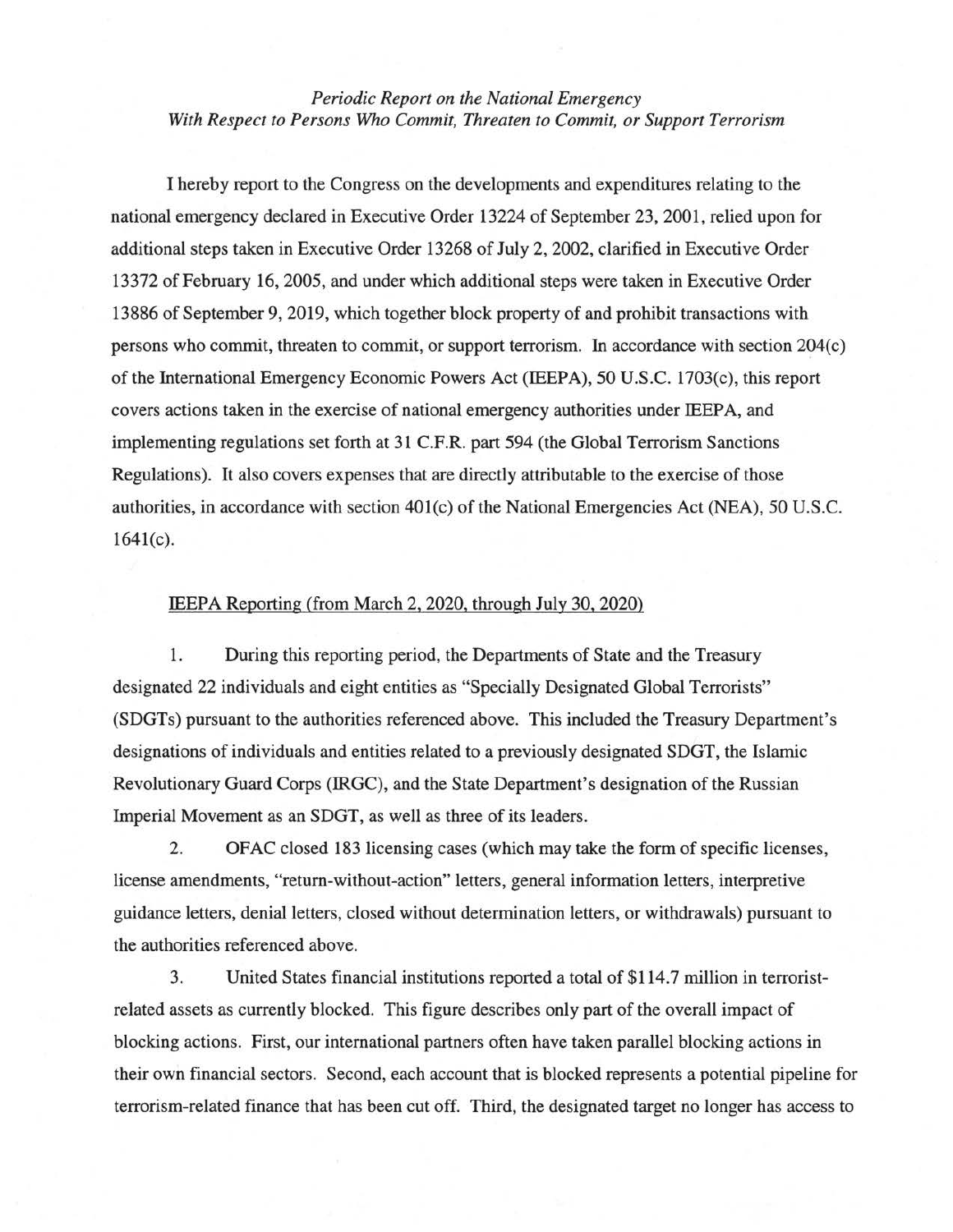*Periodic Report on the National Emergency*
*With Respect to Persons Who Commit, Threaten to Commit, or Support Terrorism*

I hereby report to the Congress on the developments and expenditures relating to the national emergency declared in Executive Order 13224 of September 23, 2001, relied upon for additional steps taken in Executive Order 13268 of July 2, 2002, clarified in Executive Order 13372 of February 16, 2005, and under which additional steps were taken in Executive Order 13886 of September 9, 2019, which together block property of and prohibit transactions with persons who commit, threaten to commit, or support terrorism. In accordance with section 204(c) of the International Emergency Economic Powers Act (IEEPA), 50 U.S.C. 1703(c), this report covers actions taken in the exercise of national emergency authorities under IEEPA, and implementing regulations set forth at 31 C.F.R. part 594 (the Global Terrorism Sanctions Regulations). It also covers expenses that are directly attributable to the exercise of those authorities, in accordance with section 401(c) of the National Emergencies Act (NEA), 50 U.S.C. 1641(c).

<u>IEEPA Reporting (from March 2, 2020, through July 30, 2020)</u>

1. During this reporting period, the Departments of State and the Treasury designated 22 individuals and eight entities as "Specially Designated Global Terrorists" (SDGTs) pursuant to the authorities referenced above. This included the Treasury Department's designations of individuals and entities related to a previously designated SDGT, the Islamic Revolutionary Guard Corps (IRGC), and the State Department's designation of the Russian Imperial Movement as an SDGT, as well as three of its leaders.

2. OFAC closed 183 licensing cases (which may take the form of specific licenses, license amendments, "return-without-action" letters, general information letters, interpretive guidance letters, denial letters, closed without determination letters, or withdrawals) pursuant to the authorities referenced above.

3. United States financial institutions reported a total of $114.7 million in terrorist-related assets as currently blocked. This figure describes only part of the overall impact of blocking actions. First, our international partners often have taken parallel blocking actions in their own financial sectors. Second, each account that is blocked represents a potential pipeline for terrorism-related finance that has been cut off. Third, the designated target no longer has access to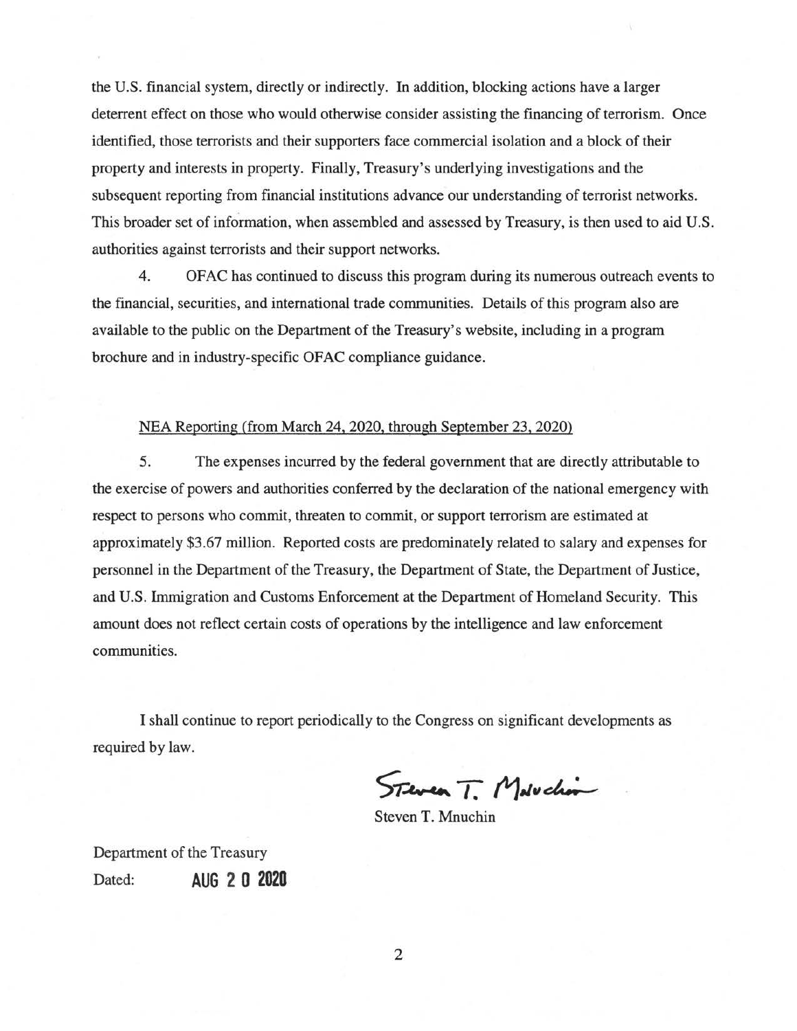the U.S. financial system, directly or indirectly. In addition, blocking actions have a larger deterrent effect on those who would otherwise consider assisting the financing of terrorism. Once identified, those terrorists and their supporters face commercial isolation and a block of their property and interests in property. Finally, Treasury's underlying investigations and the subsequent reporting from financial institutions advance our understanding of terrorist networks. This broader set of information, when assembled and assessed by Treasury, is then used to aid U.S. authorities against terrorists and their support networks.

4. OFAC has continued to discuss this program during its numerous outreach events to the financial, securities, and international trade communities. Details of this program also are available to the public on the Department of the Treasury's website, including in a program brochure and in industry-specific OFAC compliance guidance.

<u>NEA Reporting (from March 24, 2020, through September 23, 2020)</u>

5. The expenses incurred by the federal government that are directly attributable to the exercise of powers and authorities conferred by the declaration of the national emergency with respect to persons who commit, threaten to commit, or support terrorism are estimated at approximately \$3.67 million. Reported costs are predominately related to salary and expenses for personnel in the Department of the Treasury, the Department of State, the Department of Justice, and U.S. Immigration and Customs Enforcement at the Department of Homeland Security. This amount does not reflect certain costs of operations by the intelligence and law enforcement communities.

I shall continue to report periodically to the Congress on significant developments as required by law.

Steven T. Mnuchin

Steven T. Mnuchin

Department of the Treasury

Dated: AUG 20 2020